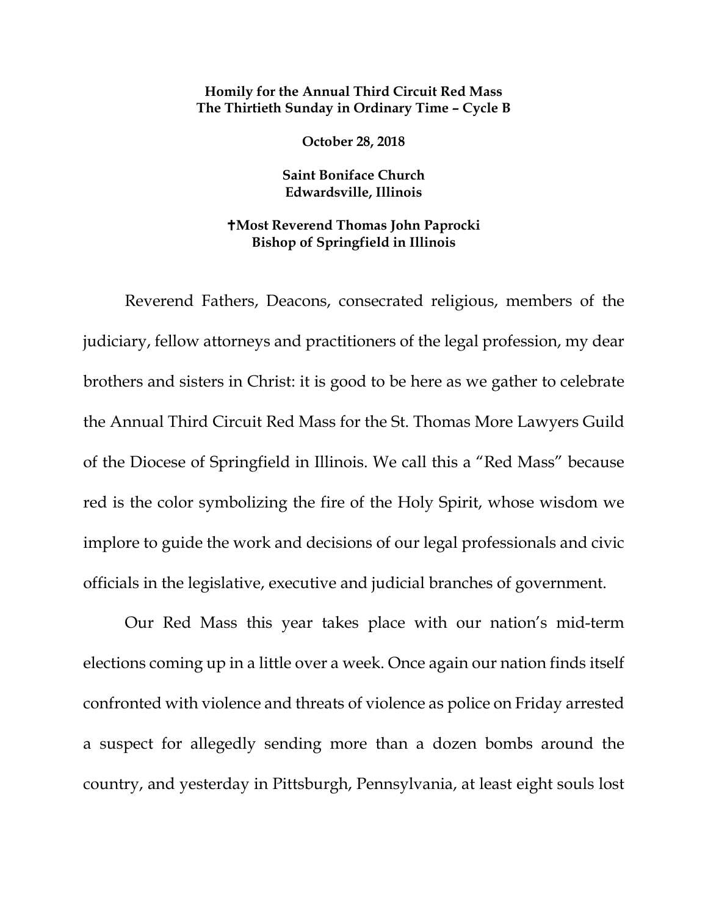**Homily for the Annual Third Circuit Red Mass**
**The Thirtieth Sunday in Ordinary Time – Cycle B**

**October 28, 2018**

**Saint Boniface Church**
**Edwardsville, Illinois**

**✝Most Reverend Thomas John Paprocki**
**Bishop of Springfield in Illinois**

Reverend Fathers, Deacons, consecrated religious, members of the judiciary, fellow attorneys and practitioners of the legal profession, my dear brothers and sisters in Christ: it is good to be here as we gather to celebrate the Annual Third Circuit Red Mass for the St. Thomas More Lawyers Guild of the Diocese of Springfield in Illinois. We call this a "Red Mass" because red is the color symbolizing the fire of the Holy Spirit, whose wisdom we implore to guide the work and decisions of our legal professionals and civic officials in the legislative, executive and judicial branches of government.

Our Red Mass this year takes place with our nation's mid-term elections coming up in a little over a week. Once again our nation finds itself confronted with violence and threats of violence as police on Friday arrested a suspect for allegedly sending more than a dozen bombs around the country, and yesterday in Pittsburgh, Pennsylvania, at least eight souls lost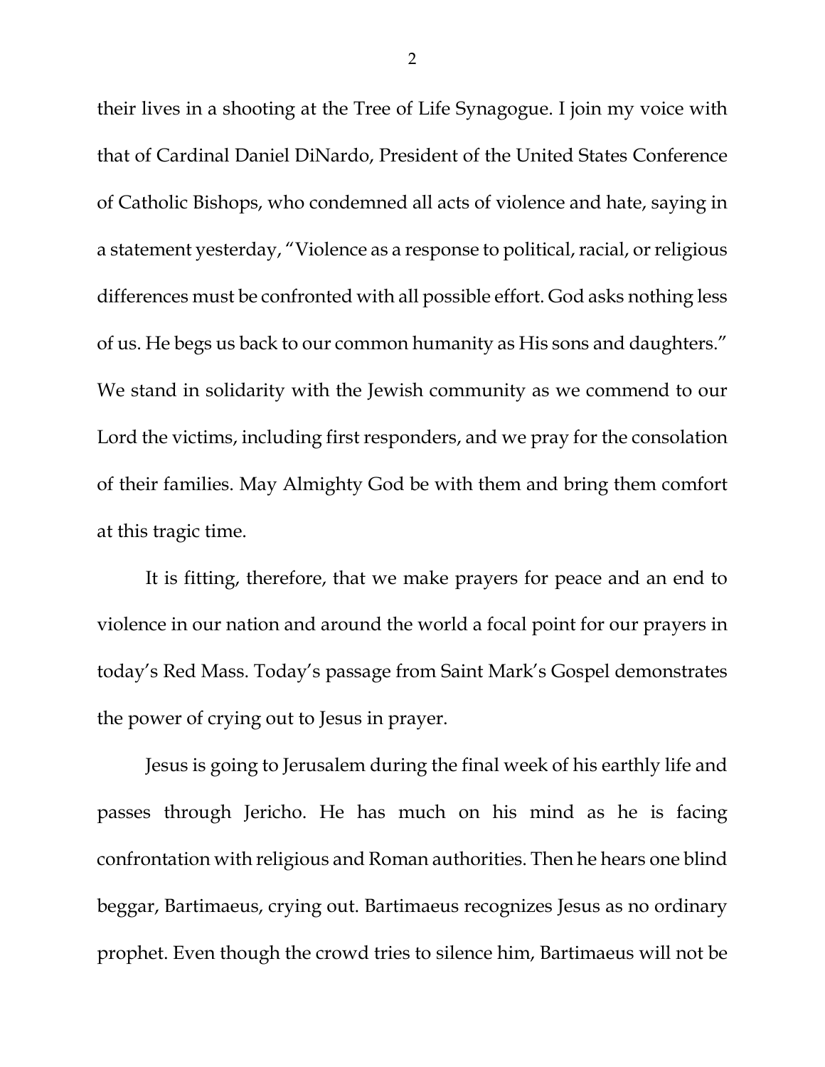their lives in a shooting at the Tree of Life Synagogue. I join my voice with that of Cardinal Daniel DiNardo, President of the United States Conference of Catholic Bishops, who condemned all acts of violence and hate, saying in a statement yesterday, "Violence as a response to political, racial, or religious differences must be confronted with all possible effort. God asks nothing less of us. He begs us back to our common humanity as His sons and daughters." We stand in solidarity with the Jewish community as we commend to our Lord the victims, including first responders, and we pray for the consolation of their families. May Almighty God be with them and bring them comfort at this tragic time.

It is fitting, therefore, that we make prayers for peace and an end to violence in our nation and around the world a focal point for our prayers in today's Red Mass. Today's passage from Saint Mark's Gospel demonstrates the power of crying out to Jesus in prayer.

Jesus is going to Jerusalem during the final week of his earthly life and passes through Jericho. He has much on his mind as he is facing confrontation with religious and Roman authorities. Then he hears one blind beggar, Bartimaeus, crying out. Bartimaeus recognizes Jesus as no ordinary prophet. Even though the crowd tries to silence him, Bartimaeus will not be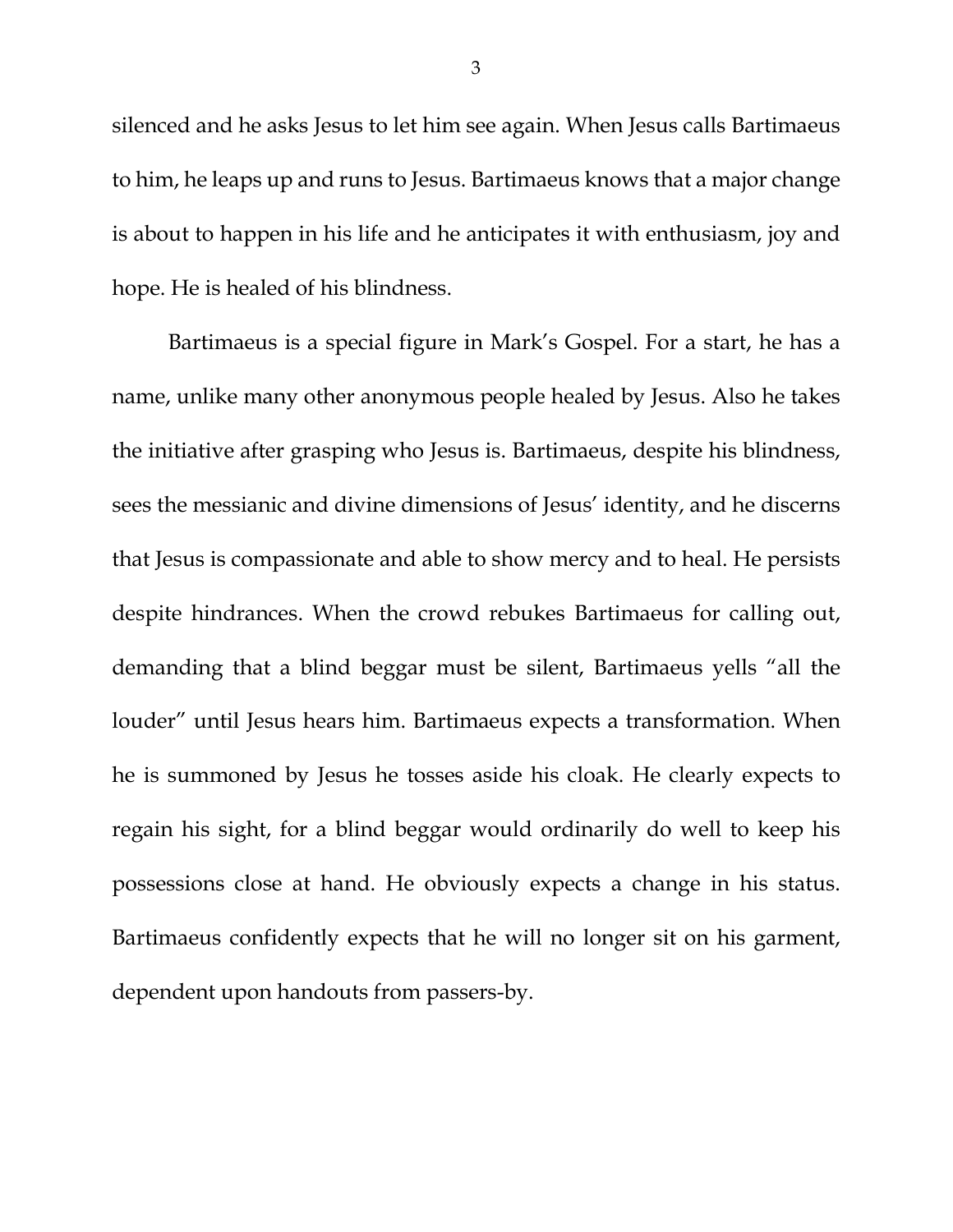silenced and he asks Jesus to let him see again. When Jesus calls Bartimaeus to him, he leaps up and runs to Jesus. Bartimaeus knows that a major change is about to happen in his life and he anticipates it with enthusiasm, joy and hope. He is healed of his blindness.

Bartimaeus is a special figure in Mark's Gospel. For a start, he has a name, unlike many other anonymous people healed by Jesus. Also he takes the initiative after grasping who Jesus is. Bartimaeus, despite his blindness, sees the messianic and divine dimensions of Jesus' identity, and he discerns that Jesus is compassionate and able to show mercy and to heal. He persists despite hindrances. When the crowd rebukes Bartimaeus for calling out, demanding that a blind beggar must be silent, Bartimaeus yells "all the louder" until Jesus hears him. Bartimaeus expects a transformation. When he is summoned by Jesus he tosses aside his cloak. He clearly expects to regain his sight, for a blind beggar would ordinarily do well to keep his possessions close at hand. He obviously expects a change in his status. Bartimaeus confidently expects that he will no longer sit on his garment, dependent upon handouts from passers-by.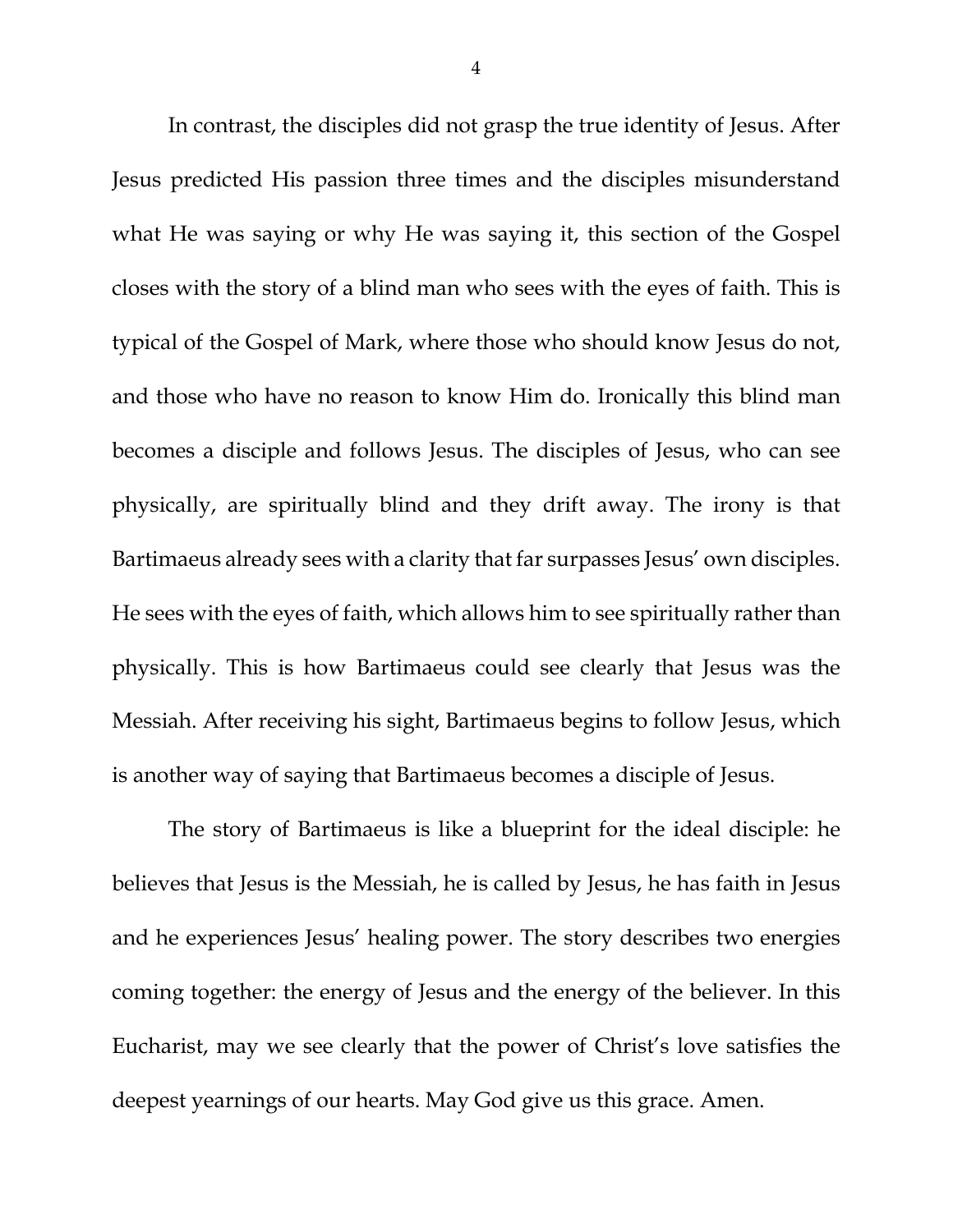In contrast, the disciples did not grasp the true identity of Jesus. After Jesus predicted His passion three times and the disciples misunderstand what He was saying or why He was saying it, this section of the Gospel closes with the story of a blind man who sees with the eyes of faith. This is typical of the Gospel of Mark, where those who should know Jesus do not, and those who have no reason to know Him do. Ironically this blind man becomes a disciple and follows Jesus. The disciples of Jesus, who can see physically, are spiritually blind and they drift away. The irony is that Bartimaeus already sees with a clarity that far surpasses Jesus' own disciples. He sees with the eyes of faith, which allows him to see spiritually rather than physically. This is how Bartimaeus could see clearly that Jesus was the Messiah. After receiving his sight, Bartimaeus begins to follow Jesus, which is another way of saying that Bartimaeus becomes a disciple of Jesus.

The story of Bartimaeus is like a blueprint for the ideal disciple: he believes that Jesus is the Messiah, he is called by Jesus, he has faith in Jesus and he experiences Jesus' healing power. The story describes two energies coming together: the energy of Jesus and the energy of the believer. In this Eucharist, may we see clearly that the power of Christ's love satisfies the deepest yearnings of our hearts. May God give us this grace. Amen.